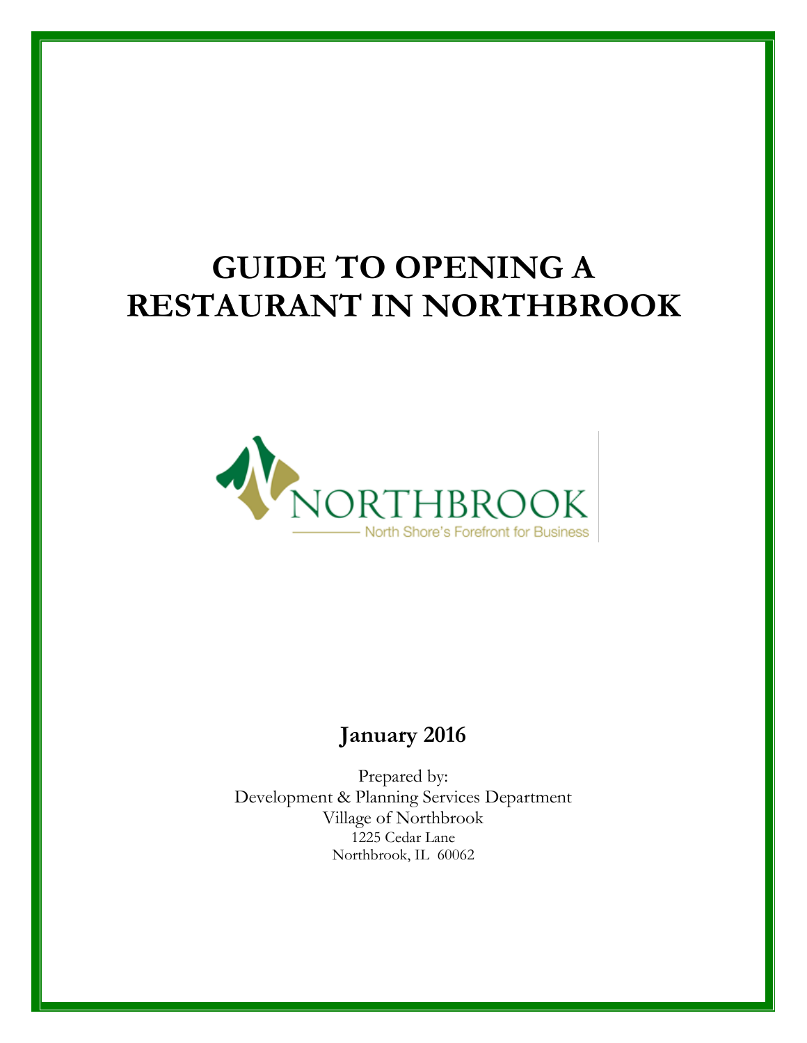# GUIDE TO OPENING A RESTAURANT IN NORTHBROOK

NORTHBROOK

North Shore's Forefront for Business

**January 2016**

Prepared by:
Development & Planning Services Department
Village of Northbrook
1225 Cedar Lane
Northbrook, IL 60062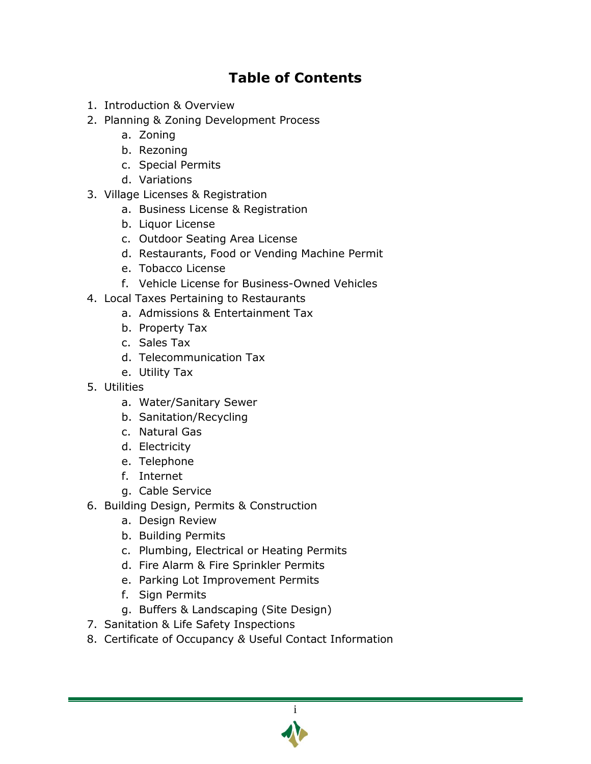# Table of Contents

1. Introduction & Overview
2. Planning & Zoning Development Process
    a. Zoning
    b. Rezoning
    c. Special Permits
    d. Variations
3. Village Licenses & Registration
    a. Business License & Registration
    b. Liquor License
    c. Outdoor Seating Area License
    d. Restaurants, Food or Vending Machine Permit
    e. Tobacco License
    f. Vehicle License for Business-Owned Vehicles
4. Local Taxes Pertaining to Restaurants
    a. Admissions & Entertainment Tax
    b. Property Tax
    c. Sales Tax
    d. Telecommunication Tax
    e. Utility Tax
5. Utilities
    a. Water/Sanitary Sewer
    b. Sanitation/Recycling
    c. Natural Gas
    d. Electricity
    e. Telephone
    f. Internet
    g. Cable Service
6. Building Design, Permits & Construction
    a. Design Review
    b. Building Permits
    c. Plumbing, Electrical or Heating Permits
    d. Fire Alarm & Fire Sprinkler Permits
    e. Parking Lot Improvement Permits
    f. Sign Permits
    g. Buffers & Landscaping (Site Design)
7. Sanitation & Life Safety Inspections
8. Certificate of Occupancy & Useful Contact Information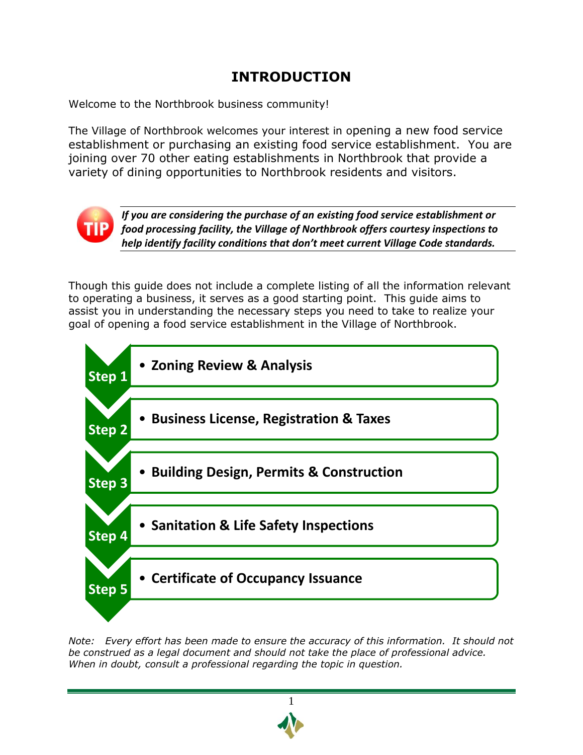# INTRODUCTION

Welcome to the Northbrook business community!

The Village of Northbrook welcomes your interest in opening a new food service establishment or purchasing an existing food service establishment. You are joining over 70 other eating establishments in Northbrook that provide a variety of dining opportunities to Northbrook residents and visitors.

**TIP:** ***If you are considering the purchase of an existing food service establishment or food processing facility, the Village of Northbrook offers courtesy inspections to help identify facility conditions that don't meet current Village Code standards.***

Though this guide does not include a complete listing of all the information relevant to operating a business, it serves as a good starting point. This guide aims to assist you in understanding the necessary steps you need to take to realize your goal of opening a food service establishment in the Village of Northbrook.

**Step 1**
- **Zoning Review & Analysis**

**Step 2**
- **Business License, Registration & Taxes**

**Step 3**
- **Building Design, Permits & Construction**

**Step 4**
- **Sanitation & Life Safety Inspections**

**Step 5**
- **Certificate of Occupancy Issuance**

*Note: Every effort has been made to ensure the accuracy of this information. It should not be construed as a legal document and should not take the place of professional advice. When in doubt, consult a professional regarding the topic in question.*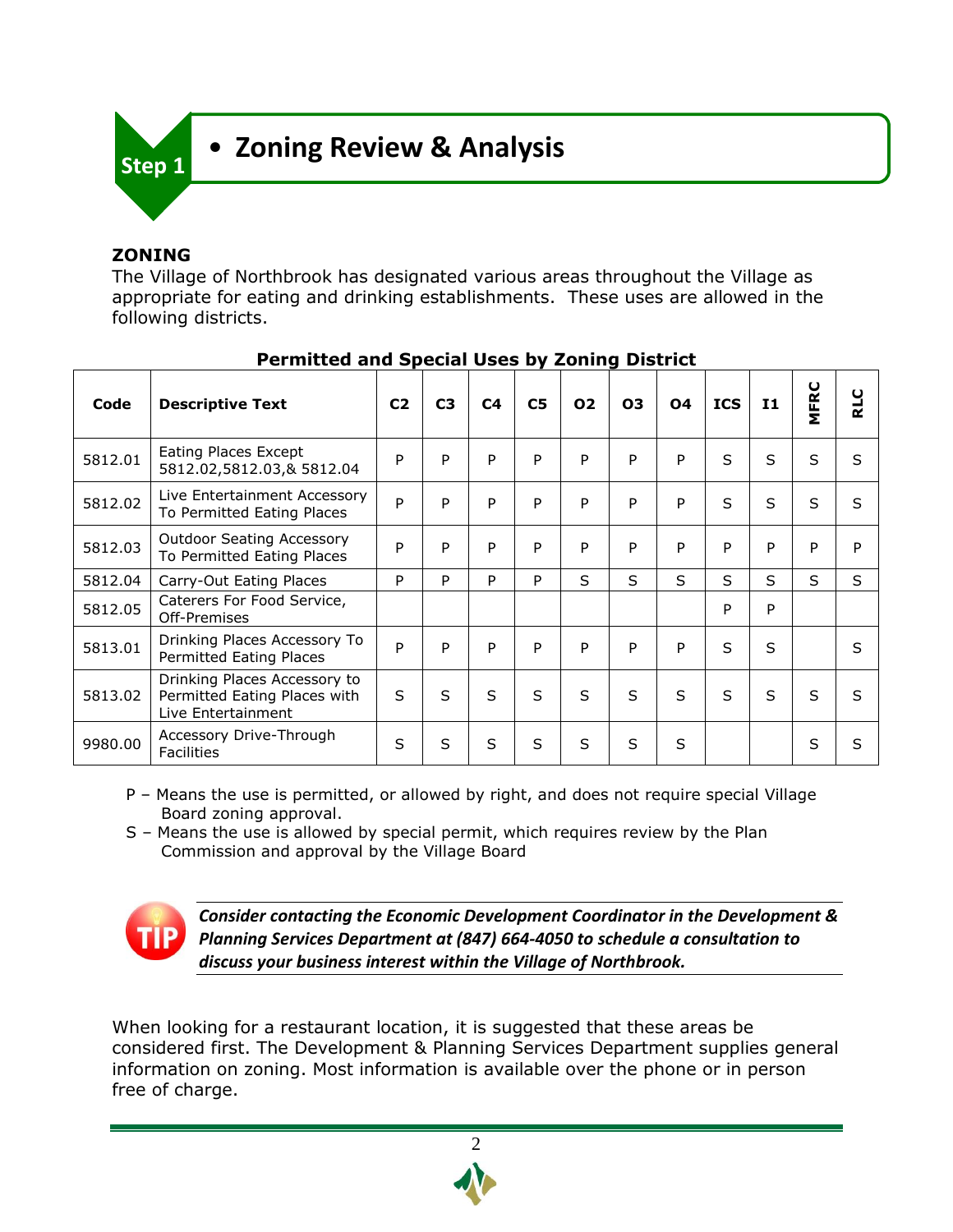# Step 1 • Zoning Review & Analysis

## ZONING

The Village of Northbrook has designated various areas throughout the Village as appropriate for eating and drinking establishments. These uses are allowed in the following districts.

**Permitted and Special Uses by Zoning District**

| Code | Descriptive Text | C2 | C3 | C4 | C5 | O2 | O3 | O4 | ICS | I1 | MFRC | RLC |
|---|---|---|---|---|---|---|---|---|---|---|---|---|
| 5812.01 | Eating Places Except 5812.02,5812.03,& 5812.04 | P | P | P | P | P | P | P | S | S | S | S |
| 5812.02 | Live Entertainment Accessory To Permitted Eating Places | P | P | P | P | P | P | P | S | S | S | S |
| 5812.03 | Outdoor Seating Accessory To Permitted Eating Places | P | P | P | P | P | P | P | P | P | P | P |
| 5812.04 | Carry-Out Eating Places | P | P | P | P | S | S | S | S | S | S | S |
| 5812.05 | Caterers For Food Service, Off-Premises | | | | | | | | P | P | | |
| 5813.01 | Drinking Places Accessory To Permitted Eating Places | P | P | P | P | P | P | P | S | S | | S |
| 5813.02 | Drinking Places Accessory to Permitted Eating Places with Live Entertainment | S | S | S | S | S | S | S | S | S | S | S |
| 9980.00 | Accessory Drive-Through Facilities | S | S | S | S | S | S | S | | | S | S |

P – Means the use is permitted, or allowed by right, and does not require special Village Board zoning approval.

S – Means the use is allowed by special permit, which requires review by the Plan Commission and approval by the Village Board

**TIP** ***Consider contacting the Economic Development Coordinator in the Development & Planning Services Department at (847) 664-4050 to schedule a consultation to discuss your business interest within the Village of Northbrook.***

When looking for a restaurant location, it is suggested that these areas be considered first. The Development & Planning Services Department supplies general information on zoning. Most information is available over the phone or in person free of charge.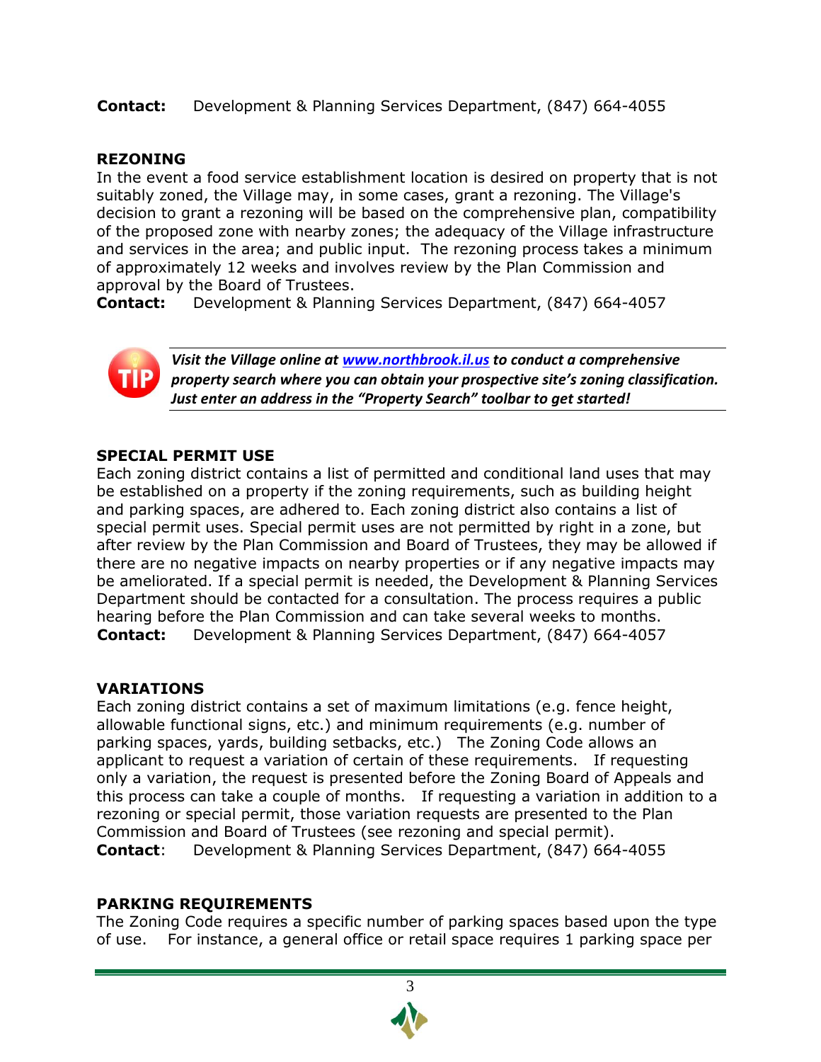**Contact:** Development & Planning Services Department, (847) 664-4055

## REZONING

In the event a food service establishment location is desired on property that is not suitably zoned, the Village may, in some cases, grant a rezoning. The Village's decision to grant a rezoning will be based on the comprehensive plan, compatibility of the proposed zone with nearby zones; the adequacy of the Village infrastructure and services in the area; and public input. The rezoning process takes a minimum of approximately 12 weeks and involves review by the Plan Commission and approval by the Board of Trustees.

**Contact:** Development & Planning Services Department, (847) 664-4057

> **TIP:** ***Visit the Village online at [www.northbrook.il.us](http://www.northbrook.il.us) to conduct a comprehensive property search where you can obtain your prospective site's zoning classification. Just enter an address in the "Property Search" toolbar to get started!***

## SPECIAL PERMIT USE

Each zoning district contains a list of permitted and conditional land uses that may be established on a property if the zoning requirements, such as building height and parking spaces, are adhered to. Each zoning district also contains a list of special permit uses. Special permit uses are not permitted by right in a zone, but after review by the Plan Commission and Board of Trustees, they may be allowed if there are no negative impacts on nearby properties or if any negative impacts may be ameliorated. If a special permit is needed, the Development & Planning Services Department should be contacted for a consultation. The process requires a public hearing before the Plan Commission and can take several weeks to months.

**Contact:** Development & Planning Services Department, (847) 664-4057

## VARIATIONS

Each zoning district contains a set of maximum limitations (e.g. fence height, allowable functional signs, etc.) and minimum requirements (e.g. number of parking spaces, yards, building setbacks, etc.) The Zoning Code allows an applicant to request a variation of certain of these requirements. If requesting only a variation, the request is presented before the Zoning Board of Appeals and this process can take a couple of months. If requesting a variation in addition to a rezoning or special permit, those variation requests are presented to the Plan Commission and Board of Trustees (see rezoning and special permit).

**Contact**: Development & Planning Services Department, (847) 664-4055

## PARKING REQUIREMENTS

The Zoning Code requires a specific number of parking spaces based upon the type of use. For instance, a general office or retail space requires 1 parking space per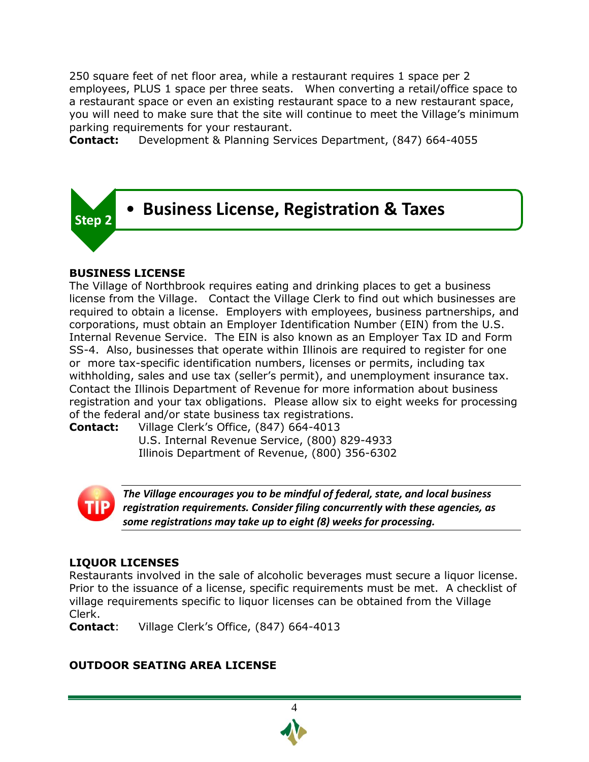250 square feet of net floor area, while a restaurant requires 1 space per 2 employees, PLUS 1 space per three seats. When converting a retail/office space to a restaurant space or even an existing restaurant space to a new restaurant space, you will need to make sure that the site will continue to meet the Village's minimum parking requirements for your restaurant.

**Contact:** Development & Planning Services Department, (847) 664-4055

## Step 2 • Business License, Registration & Taxes

### BUSINESS LICENSE

The Village of Northbrook requires eating and drinking places to get a business license from the Village. Contact the Village Clerk to find out which businesses are required to obtain a license. Employers with employees, business partnerships, and corporations, must obtain an Employer Identification Number (EIN) from the U.S. Internal Revenue Service. The EIN is also known as an Employer Tax ID and Form SS-4. Also, businesses that operate within Illinois are required to register for one or more tax-specific identification numbers, licenses or permits, including tax withholding, sales and use tax (seller's permit), and unemployment insurance tax. Contact the Illinois Department of Revenue for more information about business registration and your tax obligations. Please allow six to eight weeks for processing of the federal and/or state business tax registrations.

**Contact:** Village Clerk's Office, (847) 664-4013
U.S. Internal Revenue Service, (800) 829-4933
Illinois Department of Revenue, (800) 356-6302

**TIP:** ***The Village encourages you to be mindful of federal, state, and local business registration requirements. Consider filing concurrently with these agencies, as some registrations may take up to eight (8) weeks for processing.***

### LIQUOR LICENSES

Restaurants involved in the sale of alcoholic beverages must secure a liquor license. Prior to the issuance of a license, specific requirements must be met. A checklist of village requirements specific to liquor licenses can be obtained from the Village Clerk.

**Contact**: Village Clerk's Office, (847) 664-4013

### OUTDOOR SEATING AREA LICENSE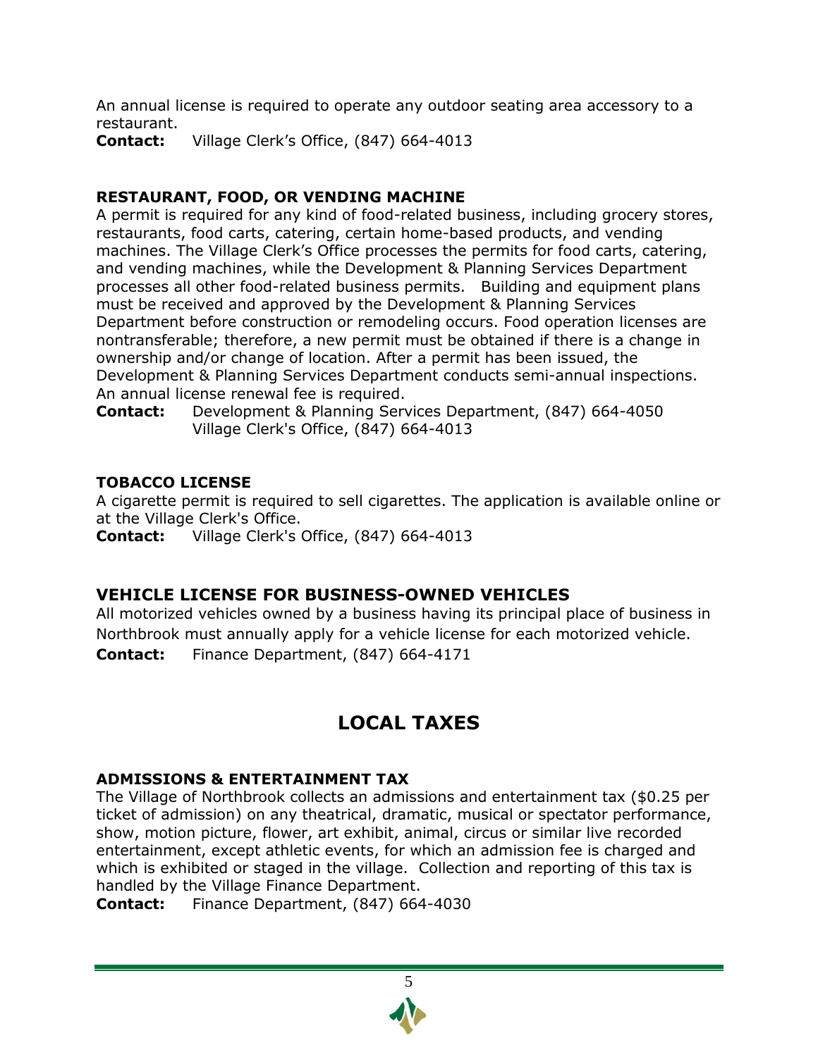An annual license is required to operate any outdoor seating area accessory to a restaurant.
**Contact:** Village Clerk's Office, (847) 664-4013

### RESTAURANT, FOOD, OR VENDING MACHINE

A permit is required for any kind of food-related business, including grocery stores, restaurants, food carts, catering, certain home-based products, and vending machines. The Village Clerk's Office processes the permits for food carts, catering, and vending machines, while the Development & Planning Services Department processes all other food-related business permits. Building and equipment plans must be received and approved by the Development & Planning Services Department before construction or remodeling occurs. Food operation licenses are nontransferable; therefore, a new permit must be obtained if there is a change in ownership and/or change of location. After a permit has been issued, the Development & Planning Services Department conducts semi-annual inspections. An annual license renewal fee is required.
**Contact:** Development & Planning Services Department, (847) 664-4050
Village Clerk's Office, (847) 664-4013

### TOBACCO LICENSE

A cigarette permit is required to sell cigarettes. The application is available online or at the Village Clerk's Office.
**Contact:** Village Clerk's Office, (847) 664-4013

### VEHICLE LICENSE FOR BUSINESS-OWNED VEHICLES

All motorized vehicles owned by a business having its principal place of business in Northbrook must annually apply for a vehicle license for each motorized vehicle.
**Contact:** Finance Department, (847) 664-4171

## LOCAL TAXES

### ADMISSIONS & ENTERTAINMENT TAX

The Village of Northbrook collects an admissions and entertainment tax ($0.25 per ticket of admission) on any theatrical, dramatic, musical or spectator performance, show, motion picture, flower, art exhibit, animal, circus or similar live recorded entertainment, except athletic events, for which an admission fee is charged and which is exhibited or staged in the village. Collection and reporting of this tax is handled by the Village Finance Department.
**Contact:** Finance Department, (847) 664-4030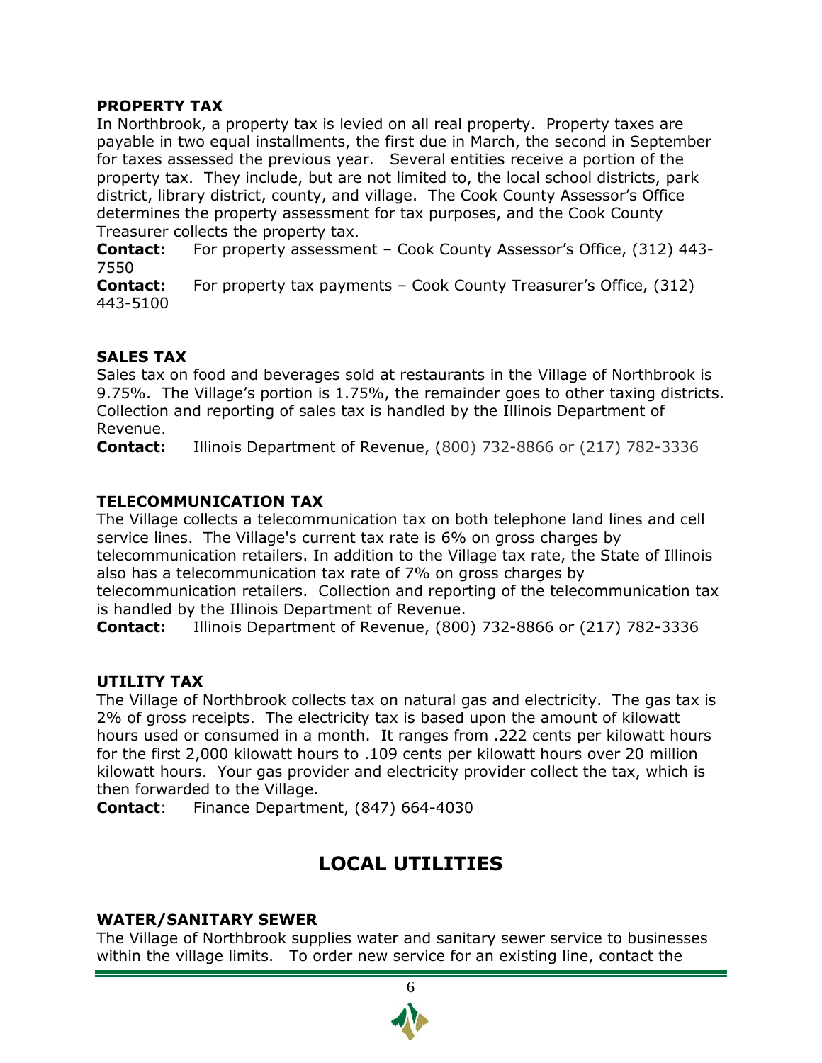### PROPERTY TAX

In Northbrook, a property tax is levied on all real property. Property taxes are payable in two equal installments, the first due in March, the second in September for taxes assessed the previous year. Several entities receive a portion of the property tax. They include, but are not limited to, the local school districts, park district, library district, county, and village. The Cook County Assessor's Office determines the property assessment for tax purposes, and the Cook County Treasurer collects the property tax.

**Contact:** For property assessment – Cook County Assessor's Office, (312) 443-7550

**Contact:** For property tax payments – Cook County Treasurer's Office, (312) 443-5100

### SALES TAX

Sales tax on food and beverages sold at restaurants in the Village of Northbrook is 9.75%. The Village's portion is 1.75%, the remainder goes to other taxing districts. Collection and reporting of sales tax is handled by the Illinois Department of Revenue.

**Contact:** Illinois Department of Revenue, (800) 732-8866 or (217) 782-3336

### TELECOMMUNICATION TAX

The Village collects a telecommunication tax on both telephone land lines and cell service lines. The Village's current tax rate is 6% on gross charges by telecommunication retailers. In addition to the Village tax rate, the State of Illinois also has a telecommunication tax rate of 7% on gross charges by telecommunication retailers. Collection and reporting of the telecommunication tax is handled by the Illinois Department of Revenue.

**Contact:** Illinois Department of Revenue, (800) 732-8866 or (217) 782-3336

### UTILITY TAX

The Village of Northbrook collects tax on natural gas and electricity. The gas tax is 2% of gross receipts. The electricity tax is based upon the amount of kilowatt hours used or consumed in a month. It ranges from .222 cents per kilowatt hours for the first 2,000 kilowatt hours to .109 cents per kilowatt hours over 20 million kilowatt hours. Your gas provider and electricity provider collect the tax, which is then forwarded to the Village.

**Contact**: Finance Department, (847) 664-4030

## LOCAL UTILITIES

### WATER/SANITARY SEWER

The Village of Northbrook supplies water and sanitary sewer service to businesses within the village limits. To order new service for an existing line, contact the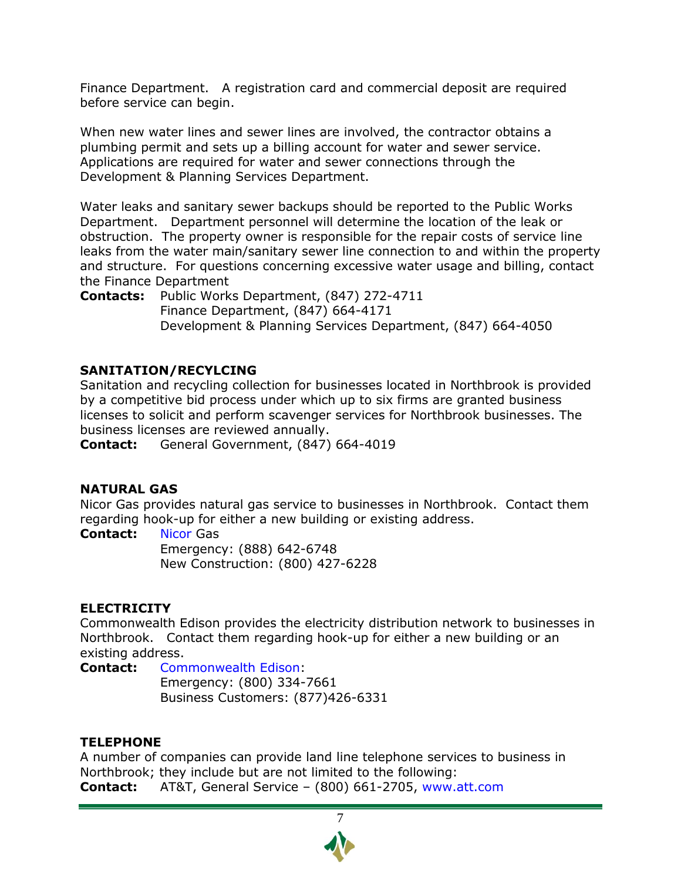Finance Department. A registration card and commercial deposit are required before service can begin.

When new water lines and sewer lines are involved, the contractor obtains a plumbing permit and sets up a billing account for water and sewer service. Applications are required for water and sewer connections through the Development & Planning Services Department.

Water leaks and sanitary sewer backups should be reported to the Public Works Department. Department personnel will determine the location of the leak or obstruction. The property owner is responsible for the repair costs of service line leaks from the water main/sanitary sewer line connection to and within the property and structure. For questions concerning excessive water usage and billing, contact the Finance Department

**Contacts:** Public Works Department, (847) 272-4711
Finance Department, (847) 664-4171
Development & Planning Services Department, (847) 664-4050

### SANITATION/RECYLCING

Sanitation and recycling collection for businesses located in Northbrook is provided by a competitive bid process under which up to six firms are granted business licenses to solicit and perform scavenger services for Northbrook businesses. The business licenses are reviewed annually.

**Contact:** General Government, (847) 664-4019

### NATURAL GAS

Nicor Gas provides natural gas service to businesses in Northbrook. Contact them regarding hook-up for either a new building or existing address.

**Contact:** Nicor Gas
Emergency: (888) 642-6748
New Construction: (800) 427-6228

### ELECTRICITY

Commonwealth Edison provides the electricity distribution network to businesses in Northbrook. Contact them regarding hook-up for either a new building or an existing address.

**Contact:** Commonwealth Edison:
Emergency: (800) 334-7661
Business Customers: (877)426-6331

### TELEPHONE

A number of companies can provide land line telephone services to business in Northbrook; they include but are not limited to the following:

**Contact:** AT&T, General Service – (800) 661-2705, www.att.com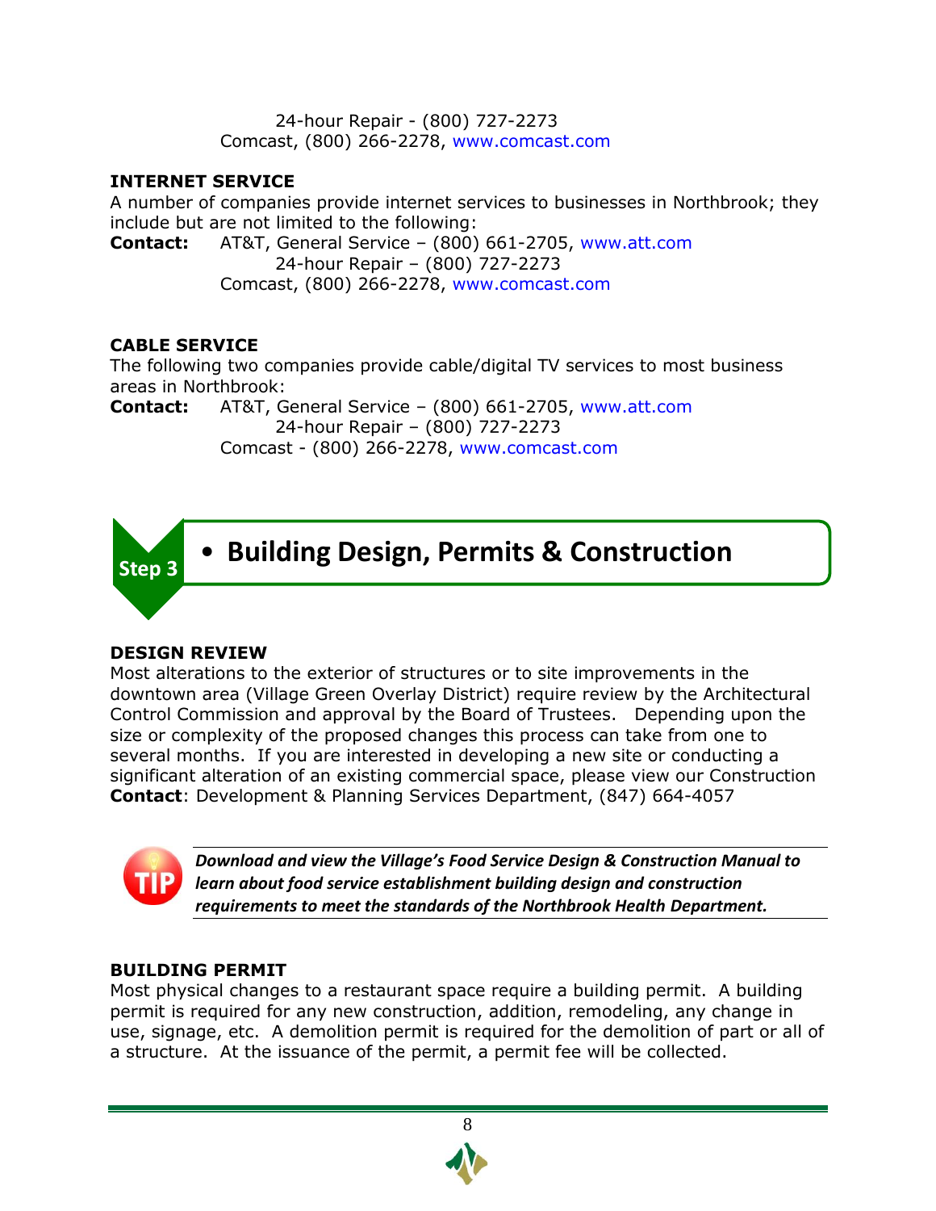24-hour Repair - (800) 727-2273
Comcast, (800) 266-2278, www.comcast.com

**INTERNET SERVICE**

A number of companies provide internet services to businesses in Northbrook; they include but are not limited to the following:

**Contact:** AT&T, General Service – (800) 661-2705, www.att.com
24-hour Repair – (800) 727-2273
Comcast, (800) 266-2278, www.comcast.com

**CABLE SERVICE**

The following two companies provide cable/digital TV services to most business areas in Northbrook:

**Contact:** AT&T, General Service – (800) 661-2705, www.att.com
24-hour Repair – (800) 727-2273
Comcast - (800) 266-2278, www.comcast.com

## Step 3 • Building Design, Permits & Construction

**DESIGN REVIEW**

Most alterations to the exterior of structures or to site improvements in the downtown area (Village Green Overlay District) require review by the Architectural Control Commission and approval by the Board of Trustees. Depending upon the size or complexity of the proposed changes this process can take from one to several months. If you are interested in developing a new site or conducting a significant alteration of an existing commercial space, please view our Construction

**Contact**: Development & Planning Services Department, (847) 664-4057

TIP: ***Download and view the Village's Food Service Design & Construction Manual to learn about food service establishment building design and construction requirements to meet the standards of the Northbrook Health Department.***

**BUILDING PERMIT**

Most physical changes to a restaurant space require a building permit. A building permit is required for any new construction, addition, remodeling, any change in use, signage, etc. A demolition permit is required for the demolition of part or all of a structure. At the issuance of the permit, a permit fee will be collected.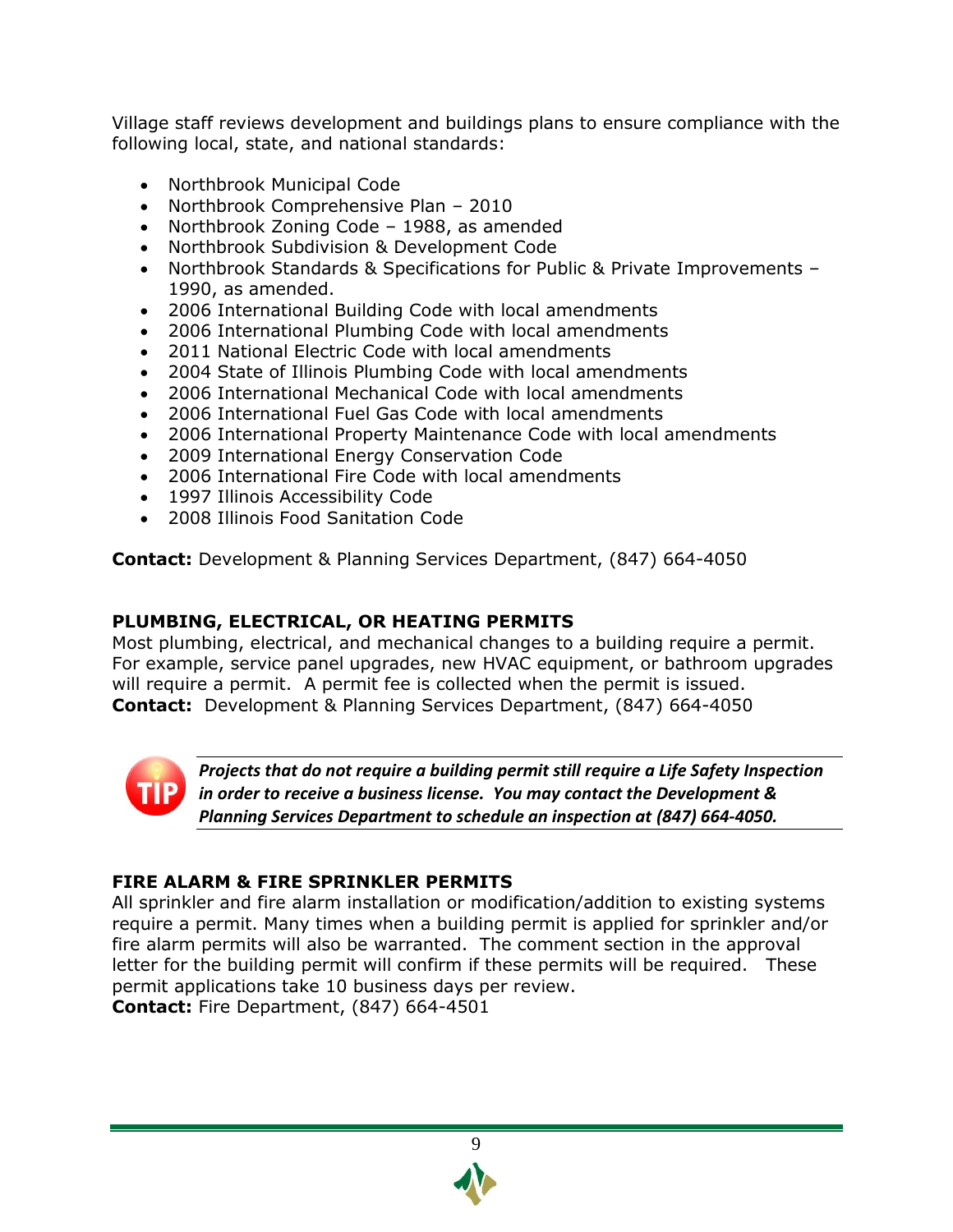Village staff reviews development and buildings plans to ensure compliance with the following local, state, and national standards:

- Northbrook Municipal Code
- Northbrook Comprehensive Plan – 2010
- Northbrook Zoning Code – 1988, as amended
- Northbrook Subdivision & Development Code
- Northbrook Standards & Specifications for Public & Private Improvements – 1990, as amended.
- 2006 International Building Code with local amendments
- 2006 International Plumbing Code with local amendments
- 2011 National Electric Code with local amendments
- 2004 State of Illinois Plumbing Code with local amendments
- 2006 International Mechanical Code with local amendments
- 2006 International Fuel Gas Code with local amendments
- 2006 International Property Maintenance Code with local amendments
- 2009 International Energy Conservation Code
- 2006 International Fire Code with local amendments
- 1997 Illinois Accessibility Code
- 2008 Illinois Food Sanitation Code

**Contact:** Development & Planning Services Department, (847) 664-4050

### PLUMBING, ELECTRICAL, OR HEATING PERMITS

Most plumbing, electrical, and mechanical changes to a building require a permit. For example, service panel upgrades, new HVAC equipment, or bathroom upgrades will require a permit. A permit fee is collected when the permit is issued.
**Contact:** Development & Planning Services Department, (847) 664-4050

TIP

***Projects that do not require a building permit still require a Life Safety Inspection in order to receive a business license. You may contact the Development & Planning Services Department to schedule an inspection at (847) 664-4050.***

### FIRE ALARM & FIRE SPRINKLER PERMITS

All sprinkler and fire alarm installation or modification/addition to existing systems require a permit. Many times when a building permit is applied for sprinkler and/or fire alarm permits will also be warranted. The comment section in the approval letter for the building permit will confirm if these permits will be required. These permit applications take 10 business days per review.
**Contact:** Fire Department, (847) 664-4501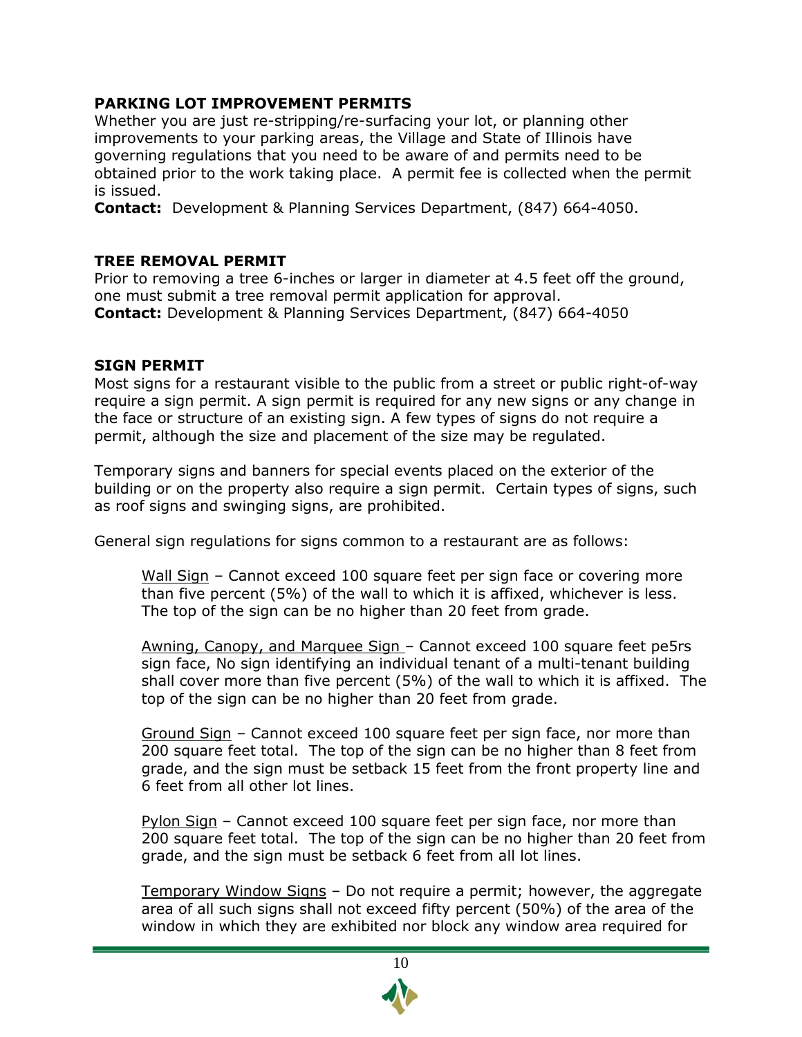**PARKING LOT IMPROVEMENT PERMITS**

Whether you are just re-stripping/re-surfacing your lot, or planning other improvements to your parking areas, the Village and State of Illinois have governing regulations that you need to be aware of and permits need to be obtained prior to the work taking place. A permit fee is collected when the permit is issued.

**Contact:** Development & Planning Services Department, (847) 664-4050.

**TREE REMOVAL PERMIT**

Prior to removing a tree 6-inches or larger in diameter at 4.5 feet off the ground, one must submit a tree removal permit application for approval.

**Contact:** Development & Planning Services Department, (847) 664-4050

**SIGN PERMIT**

Most signs for a restaurant visible to the public from a street or public right-of-way require a sign permit. A sign permit is required for any new signs or any change in the face or structure of an existing sign. A few types of signs do not require a permit, although the size and placement of the size may be regulated.

Temporary signs and banners for special events placed on the exterior of the building or on the property also require a sign permit. Certain types of signs, such as roof signs and swinging signs, are prohibited.

General sign regulations for signs common to a restaurant are as follows:

> Wall Sign – Cannot exceed 100 square feet per sign face or covering more than five percent (5%) of the wall to which it is affixed, whichever is less. The top of the sign can be no higher than 20 feet from grade.
>
> Awning, Canopy, and Marquee Sign – Cannot exceed 100 square feet pe5rs sign face, No sign identifying an individual tenant of a multi-tenant building shall cover more than five percent (5%) of the wall to which it is affixed. The top of the sign can be no higher than 20 feet from grade.
>
> Ground Sign – Cannot exceed 100 square feet per sign face, nor more than 200 square feet total. The top of the sign can be no higher than 8 feet from grade, and the sign must be setback 15 feet from the front property line and 6 feet from all other lot lines.
>
> Pylon Sign – Cannot exceed 100 square feet per sign face, nor more than 200 square feet total. The top of the sign can be no higher than 20 feet from grade, and the sign must be setback 6 feet from all lot lines.
>
> Temporary Window Signs – Do not require a permit; however, the aggregate area of all such signs shall not exceed fifty percent (50%) of the area of the window in which they are exhibited nor block any window area required for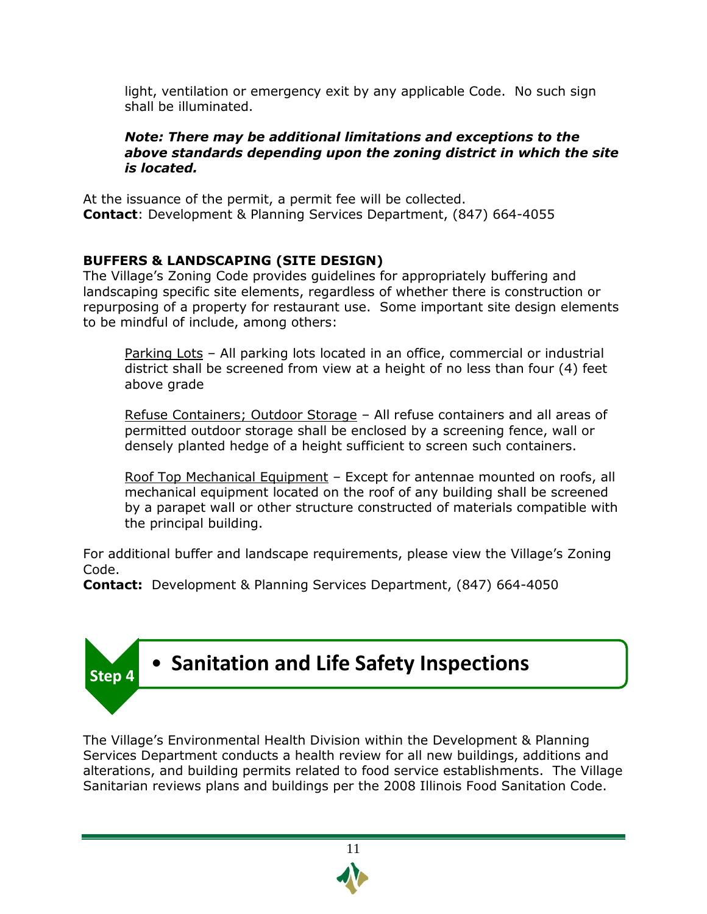light, ventilation or emergency exit by any applicable Code. No such sign shall be illuminated.

***Note: There may be additional limitations and exceptions to the above standards depending upon the zoning district in which the site is located.***

At the issuance of the permit, a permit fee will be collected.
**Contact**: Development & Planning Services Department, (847) 664-4055

**BUFFERS & LANDSCAPING (SITE DESIGN)**
The Village's Zoning Code provides guidelines for appropriately buffering and landscaping specific site elements, regardless of whether there is construction or repurposing of a property for restaurant use. Some important site design elements to be mindful of include, among others:

Parking Lots – All parking lots located in an office, commercial or industrial district shall be screened from view at a height of no less than four (4) feet above grade

Refuse Containers; Outdoor Storage – All refuse containers and all areas of permitted outdoor storage shall be enclosed by a screening fence, wall or densely planted hedge of a height sufficient to screen such containers.

Roof Top Mechanical Equipment – Except for antennae mounted on roofs, all mechanical equipment located on the roof of any building shall be screened by a parapet wall or other structure constructed of materials compatible with the principal building.

For additional buffer and landscape requirements, please view the Village's Zoning Code.
**Contact:** Development & Planning Services Department, (847) 664-4050

## Step 4 • Sanitation and Life Safety Inspections

The Village's Environmental Health Division within the Development & Planning Services Department conducts a health review for all new buildings, additions and alterations, and building permits related to food service establishments. The Village Sanitarian reviews plans and buildings per the 2008 Illinois Food Sanitation Code.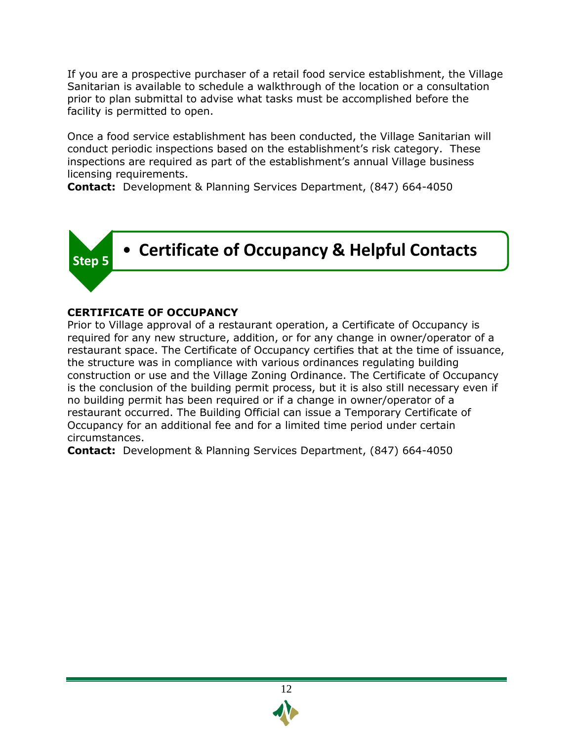If you are a prospective purchaser of a retail food service establishment, the Village Sanitarian is available to schedule a walkthrough of the location or a consultation prior to plan submittal to advise what tasks must be accomplished before the facility is permitted to open.

Once a food service establishment has been conducted, the Village Sanitarian will conduct periodic inspections based on the establishment's risk category. These inspections are required as part of the establishment's annual Village business licensing requirements.

**Contact:** Development & Planning Services Department, (847) 664-4050

## Step 5 • Certificate of Occupancy & Helpful Contacts

### CERTIFICATE OF OCCUPANCY

Prior to Village approval of a restaurant operation, a Certificate of Occupancy is required for any new structure, addition, or for any change in owner/operator of a restaurant space. The Certificate of Occupancy certifies that at the time of issuance, the structure was in compliance with various ordinances regulating building construction or use and the Village Zoning Ordinance. The Certificate of Occupancy is the conclusion of the building permit process, but it is also still necessary even if no building permit has been required or if a change in owner/operator of a restaurant occurred. The Building Official can issue a Temporary Certificate of Occupancy for an additional fee and for a limited time period under certain circumstances.

**Contact:** Development & Planning Services Department, (847) 664-4050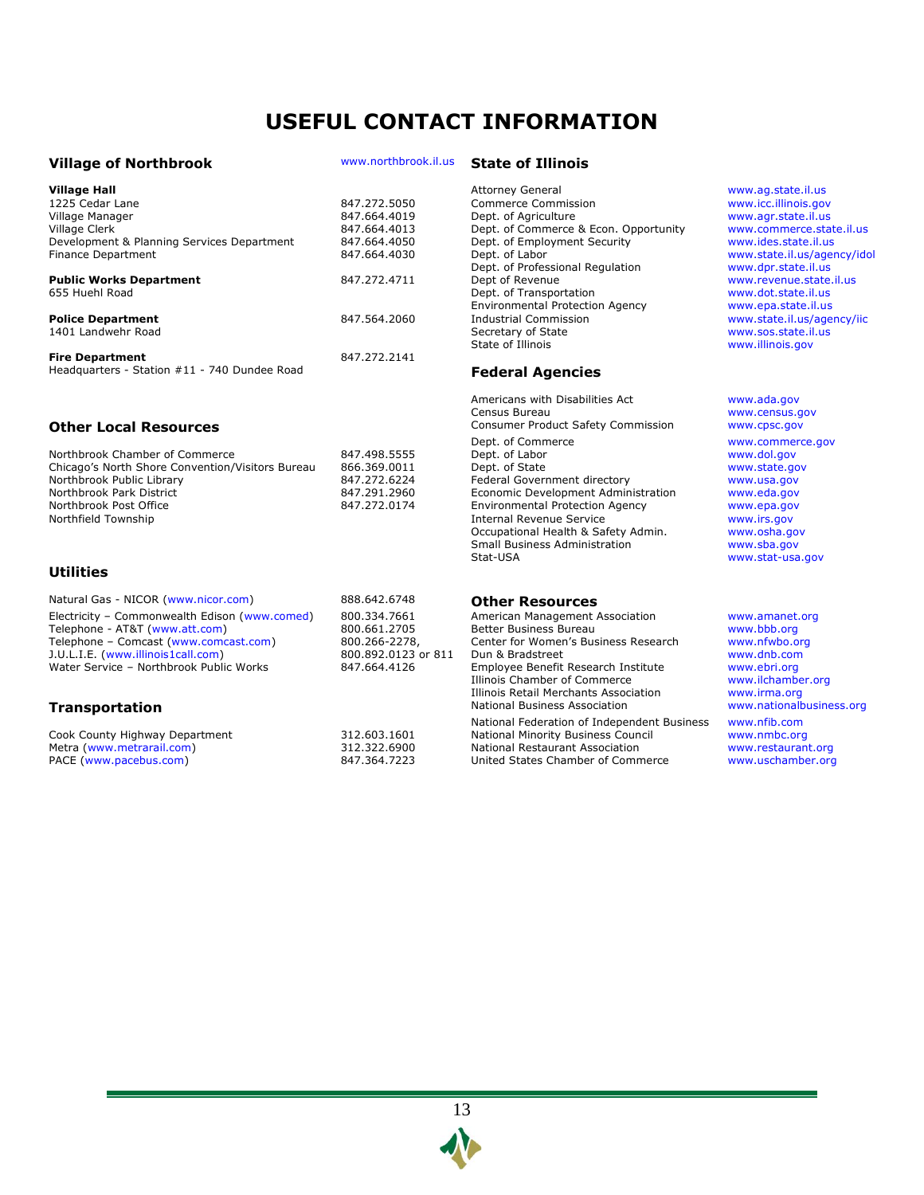# USEFUL CONTACT INFORMATION

## Village of Northbrook

www.northbrook.il.us

| | |
|---|---|
| **Village Hall** | |
| 1225 Cedar Lane | 847.272.5050 |
| Village Manager | 847.664.4019 |
| Village Clerk | 847.664.4013 |
| Development & Planning Services Department | 847.664.4050 |
| Finance Department | 847.664.4030 |
| **Public Works Department** | 847.272.4711 |
| 655 Huehl Road | |
| **Police Department** | 847.564.2060 |
| 1401 Landwehr Road | |
| **Fire Department** | 847.272.2141 |
| Headquarters - Station #11 - 740 Dundee Road | |

## Other Local Resources

| | |
|---|---|
| Northbrook Chamber of Commerce | 847.498.5555 |
| Chicago's North Shore Convention/Visitors Bureau | 866.369.0011 |
| Northbrook Public Library | 847.272.6224 |
| Northbrook Park District | 847.291.2960 |
| Northbrook Post Office | 847.272.0174 |
| Northfield Township | |

## Utilities

| | |
|---|---|
| Natural Gas - NICOR (www.nicor.com) | 888.642.6748 |
| Electricity – Commonwealth Edison (www.comed) | 800.334.7661 |
| Telephone - AT&T (www.att.com) | 800.661.2705 |
| Telephone – Comcast (www.comcast.com) | 800.266-2278, |
| J.U.L.I.E. (www.illinois1call.com) | 800.892.0123 or 811 |
| Water Service – Northbrook Public Works | 847.664.4126 |

## Transportation

| | |
|---|---|
| Cook County Highway Department | 312.603.1601 |
| Metra (www.metrarail.com) | 312.322.6900 |
| PACE (www.pacebus.com) | 847.364.7223 |

## State of Illinois

| | |
|---|---|
| Attorney General | www.ag.state.il.us |
| Commerce Commission | www.icc.illinois.gov |
| Dept. of Agriculture | www.agr.state.il.us |
| Dept. of Commerce & Econ. Opportunity | www.commerce.state.il.us |
| Dept. of Employment Security | www.ides.state.il.us |
| Dept. of Labor | www.state.il.us/agency/idol |
| Dept. of Professional Regulation | www.dpr.state.il.us |
| Dept of Revenue | www.revenue.state.il.us |
| Dept. of Transportation | www.dot.state.il.us |
| Environmental Protection Agency | www.epa.state.il.us |
| Industrial Commission | www.state.il.us/agency/iic |
| Secretary of State | www.sos.state.il.us |
| State of Illinois | www.illinois.gov |

## Federal Agencies

| | |
|---|---|
| Americans with Disabilities Act | www.ada.gov |
| Census Bureau | www.census.gov |
| Consumer Product Safety Commission | www.cpsc.gov |
| Dept. of Commerce | www.commerce.gov |
| Dept. of Labor | www.dol.gov |
| Dept. of State | www.state.gov |
| Federal Government directory | www.usa.gov |
| Economic Development Administration | www.eda.gov |
| Environmental Protection Agency | www.epa.gov |
| Internal Revenue Service | www.irs.gov |
| Occupational Health & Safety Admin. | www.osha.gov |
| Small Business Administration | www.sba.gov |
| Stat-USA | www.stat-usa.gov |

## Other Resources

| | |
|---|---|
| American Management Association | www.amanet.org |
| Better Business Bureau | www.bbb.org |
| Center for Women's Business Research | www.nfwbo.org |
| Dun & Bradstreet | www.dnb.com |
| Employee Benefit Research Institute | www.ebri.org |
| Illinois Chamber of Commerce | www.ilchamber.org |
| Illinois Retail Merchants Association | www.irma.org |
| National Business Association | www.nationalbusiness.org |
| National Federation of Independent Business | www.nfib.com |
| National Minority Business Council | www.nmbc.org |
| National Restaurant Association | www.restaurant.org |
| United States Chamber of Commerce | www.uschamber.org |